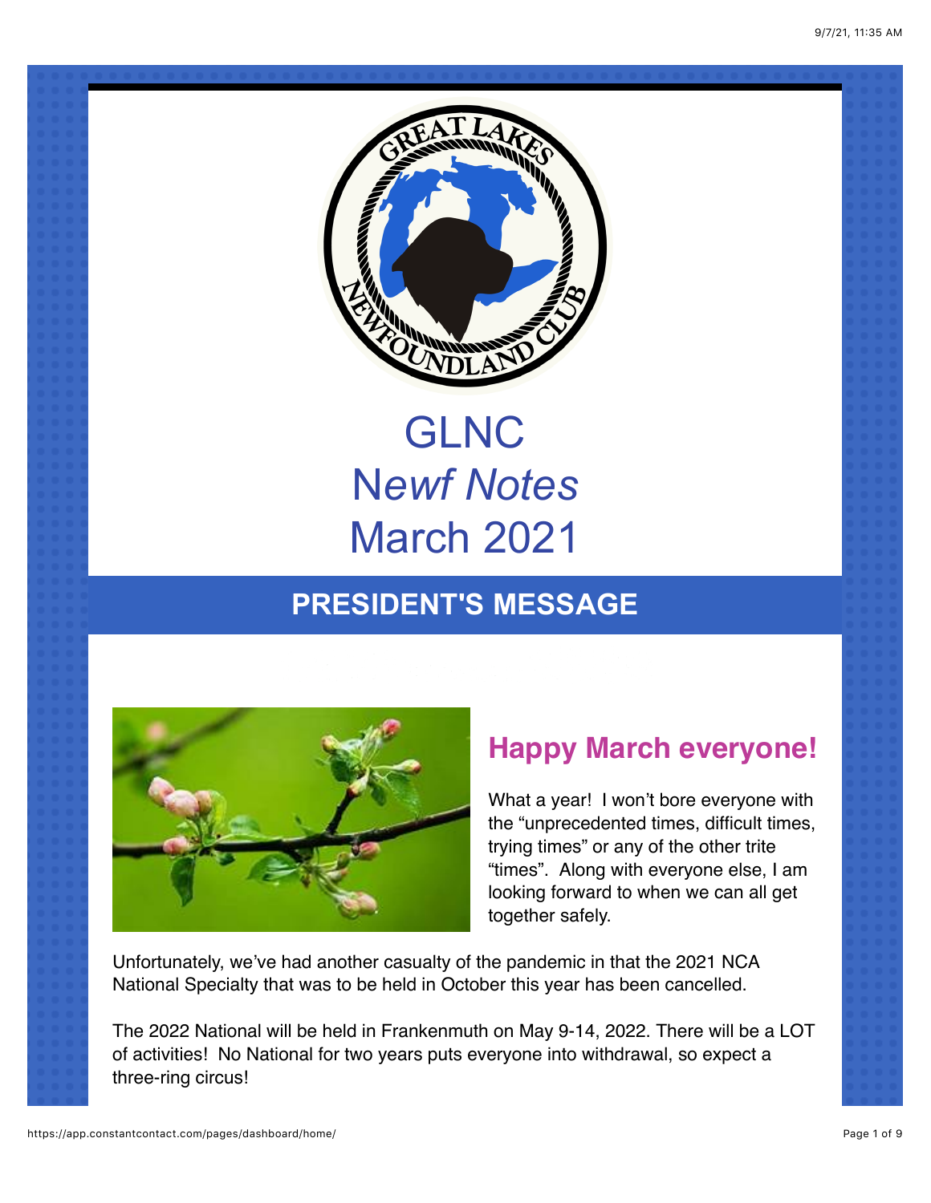# GLNC
# N*ewf Notes*
# March 2021

## PRESIDENT'S MESSAGE

### Happy March everyone!

What a year! I won't bore everyone with the "unprecedented times, difficult times, trying times" or any of the other trite "times". Along with everyone else, I am looking forward to when we can all get together safely.

Unfortunately, we've had another casualty of the pandemic in that the 2021 NCA National Specialty that was to be held in October this year has been cancelled.

The 2022 National will be held in Frankenmuth on May 9-14, 2022. There will be a LOT of activities! No National for two years puts everyone into withdrawal, so expect a three-ring circus!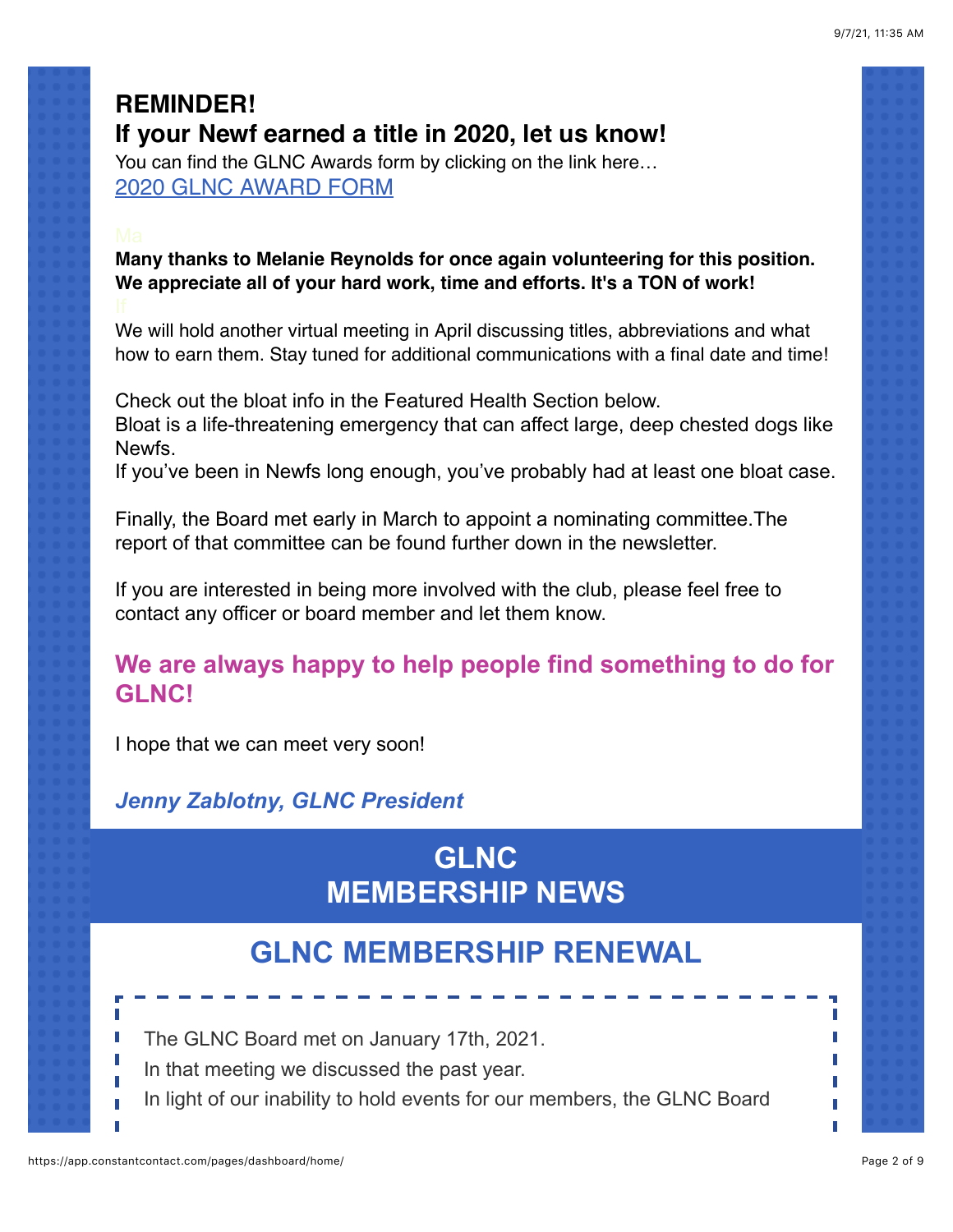**REMINDER!**
**If your Newf earned a title in 2020, let us know!**

You can find the GLNC Awards form by clicking on the link here…
[2020 GLNC AWARD FORM]

Ma

**Many thanks to Melanie Reynolds for once again volunteering for this position. We appreciate all of your hard work, time and efforts. It's a TON of work!**

If

We will hold another virtual meeting in April discussing titles, abbreviations and what how to earn them. Stay tuned for additional communications with a final date and time!

Check out the bloat info in the Featured Health Section below.
Bloat is a life-threatening emergency that can affect large, deep chested dogs like Newfs.
If you've been in Newfs long enough, you've probably had at least one bloat case.

Finally, the Board met early in March to appoint a nominating committee.The report of that committee can be found further down in the newsletter.

If you are interested in being more involved with the club, please feel free to contact any officer or board member and let them know.

## We are always happy to help people find something to do for GLNC!

I hope that we can meet very soon!

***Jenny Zablotny, GLNC President***

# GLNC MEMBERSHIP NEWS

## GLNC MEMBERSHIP RENEWAL

The GLNC Board met on January 17th, 2021.
In that meeting we discussed the past year.
In light of our inability to hold events for our members, the GLNC Board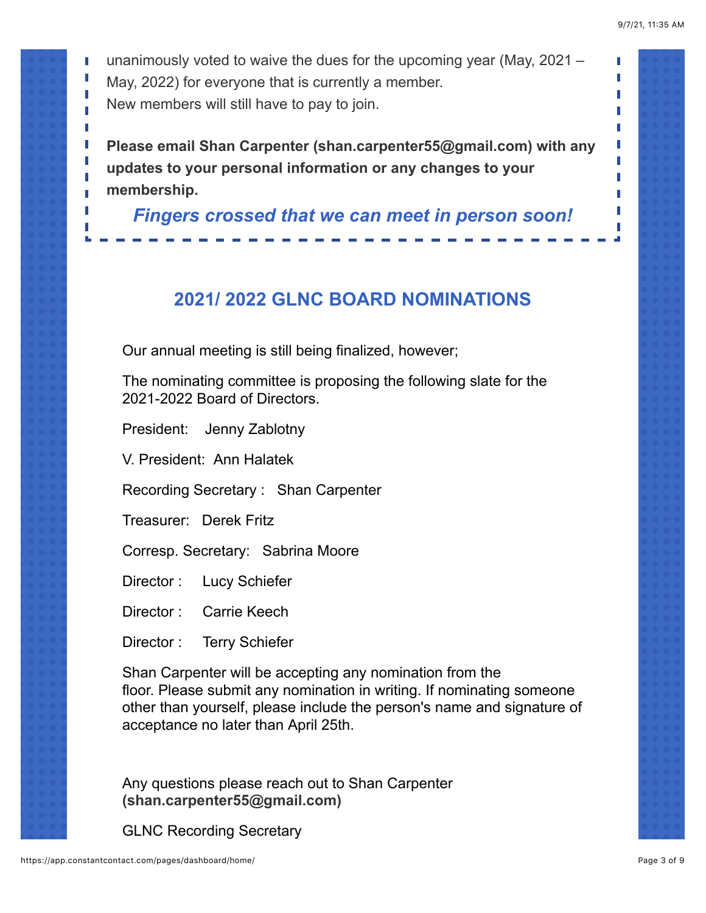unanimously voted to waive the dues for the upcoming year (May, 2021 – May, 2022) for everyone that is currently a member.
New members will still have to pay to join.

**Please email Shan Carpenter (shan.carpenter55@gmail.com) with any updates to your personal information or any changes to your membership.**

***Fingers crossed that we can meet in person soon!***

## 2021/ 2022 GLNC BOARD NOMINATIONS

Our annual meeting is still being finalized, however;

The nominating committee is proposing the following slate for the 2021-2022 Board of Directors.

President: Jenny Zablotny

V. President: Ann Halatek

Recording Secretary : Shan Carpenter

Treasurer: Derek Fritz

Corresp. Secretary: Sabrina Moore

Director : Lucy Schiefer

Director : Carrie Keech

Director : Terry Schiefer

Shan Carpenter will be accepting any nomination from the floor. Please submit any nomination in writing. If nominating someone other than yourself, please include the person's name and signature of acceptance no later than April 25th.

Any questions please reach out to Shan Carpenter **(shan.carpenter55@gmail.com)**

GLNC Recording Secretary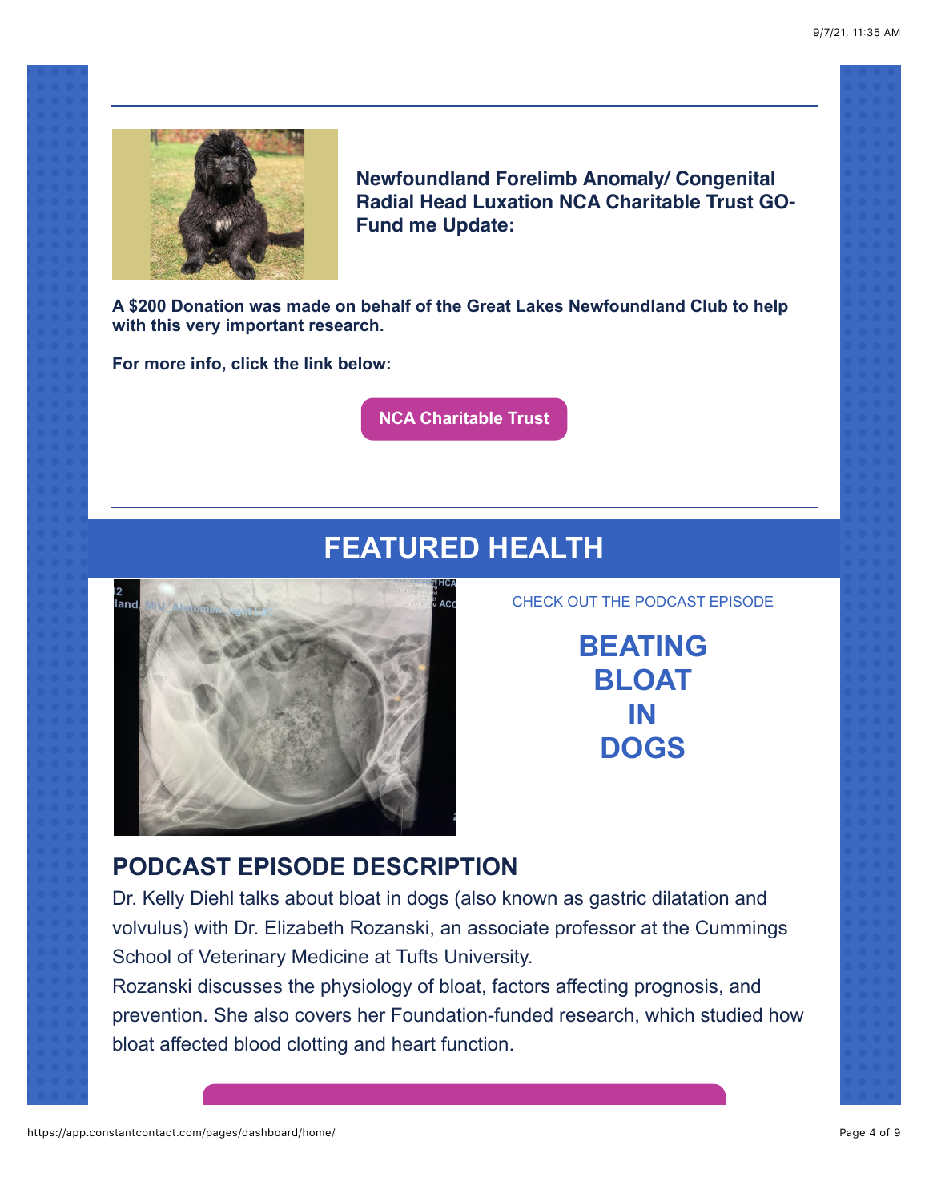**Newfoundland Forelimb Anomaly/ Congenital Radial Head Luxation NCA Charitable Trust GO-Fund me Update:**

**A $200 Donation was made on behalf of the Great Lakes Newfoundland Club to help with this very important research.**

**For more info, click the link below:**

**NCA Charitable Trust**

---

# FEATURED HEALTH

CHECK OUT THE PODCAST EPISODE

## BEATING BLOAT IN DOGS

## PODCAST EPISODE DESCRIPTION

Dr. Kelly Diehl talks about bloat in dogs (also known as gastric dilatation and volvulus) with Dr. Elizabeth Rozanski, an associate professor at the Cummings School of Veterinary Medicine at Tufts University.

Rozanski discusses the physiology of bloat, factors affecting prognosis, and prevention. She also covers her Foundation-funded research, which studied how bloat affected blood clotting and heart function.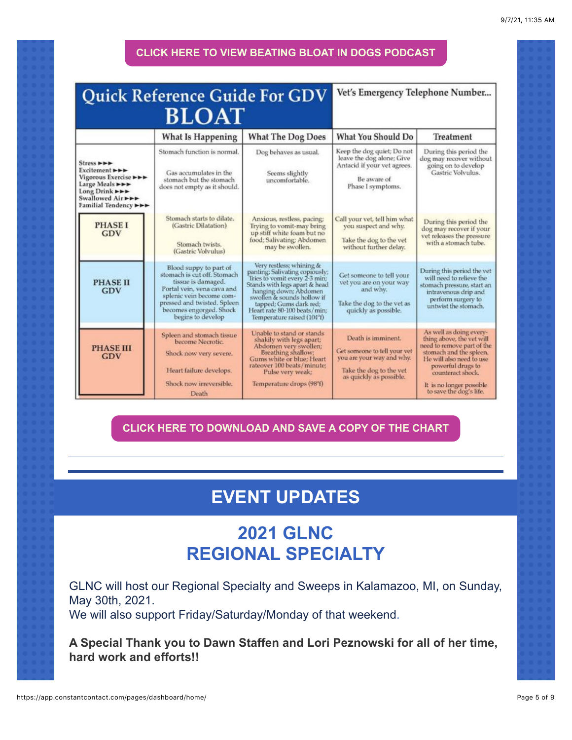**CLICK HERE TO VIEW BEATING BLOAT IN DOGS PODCAST**

| Quick Reference Guide For GDV BLOAT | | | Vet's Emergency Telephone Number... | |
|---|---|---|---|---|
| | **What Is Happening** | **What The Dog Does** | **What You Should Do** | **Treatment** |
| Stress ►►► Excitement ►►► Vigorous Exercise ►►► Large Meals ►►► Long Drink ►►► Swallowed Air ►►► Familial Tendency ►►► | Stomach function is normal. Gas accumulates in the stomach but the stomach does not empty as it should. | Dog behaves as usual. Seems slightly uncomfortable. | Keep the dog quiet; Do not leave the dog alone; Give Antacid if your vet agrees. Be aware of Phase I symptoms. | During this period the dog may recover without going on to develop Gastric Volvulus. |
| **PHASE I GDV** | Stomach starts to dilate. (Gastric Dilatation) Stomach twists. (Gastric Volvulus) | Anxious, restless, pacing; Trying to vomit-may bring up stiff white foam but no food; Salivating; Abdomen may be swollen. | Call your vet, tell him what you suspect and why. Take the dog to the vet without further delay. | During this period the dog may recover if your vet releases the pressure with a stomach tube. |
| **PHASE II GDV** | Blood suppy to part of stomach is cut off. Stomach tissue is damaged. Portal vein, vena cava and splenic vein become compressed and twisted. Spleen becomes engorged. Shock begins to develop | Very restless; whining & panting; Salivating copiously; Tries to vomit every 2-3 min; Stands with legs apart & head hanging down; Abdomen swollen & sounds hollow if tapped; Gums dark red; Heart rate 80-100 beats/min; Temperature raised (104°f) | Get someone to tell your vet you are on your way and why. Take the dog to the vet as quickly as possible. | During this period the vet will need to relieve the stomach pressure, start an intravenous drip and perform surgery to untwist the stomach. |
| **PHASE III GDV** | Spleen and stomach tissue become Necrotic. Shock now very severe. Heart failure develops. Shock now irreversible. Death | Unable to stand or stands shakily with legs apart; Abdomen very swollen; Breathing shallow; Gums white or blue; Heart rateover 100 beats/minute; Pulse very weak; Temperature drops (98°f) | Death is imminent. Get someone to tell your vet you are your way and why. Take the dog to the vet as quickly as possible. | As well as doing everything above, the vet will need to remove part of the stomach and the spleen. He will also need to use powerful drugs to counteract shock. It is no longer possible to save the dog's life. |

**CLICK HERE TO DOWNLOAD AND SAVE A COPY OF THE CHART**

---

# EVENT UPDATES

## 2021 GLNC REGIONAL SPECIALTY

GLNC will host our Regional Specialty and Sweeps in Kalamazoo, MI, on Sunday, May 30th, 2021.
We will also support Friday/Saturday/Monday of that weekend.

**A Special Thank you to Dawn Staffen and Lori Peznowski for all of her time, hard work and efforts!!**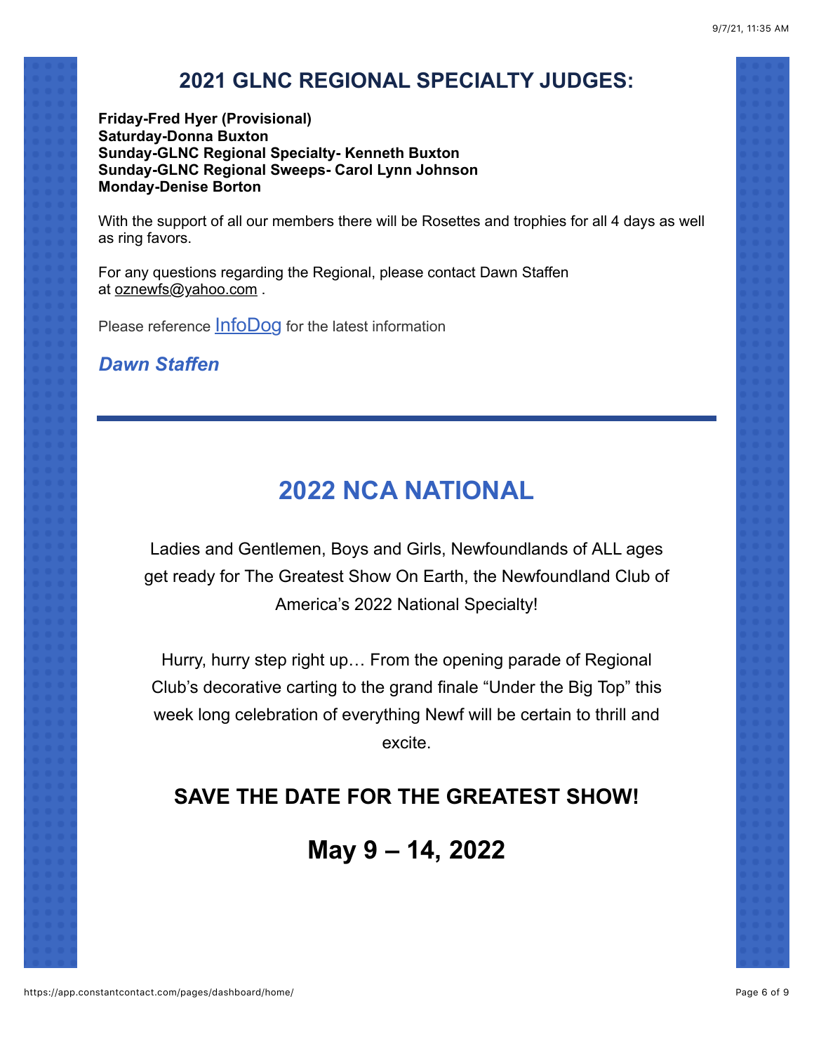## 2021 GLNC REGIONAL SPECIALTY JUDGES:

**Friday-Fred Hyer (Provisional)**
**Saturday-Donna Buxton**
**Sunday-GLNC Regional Specialty- Kenneth Buxton**
**Sunday-GLNC Regional Sweeps- Carol Lynn Johnson**
**Monday-Denise Borton**

With the support of all our members there will be Rosettes and trophies for all 4 days as well as ring favors.

For any questions regarding the Regional, please contact Dawn Staffen at oznewfs@yahoo.com .

Please reference InfoDog for the latest information

***Dawn Staffen***

---

## 2022 NCA NATIONAL

Ladies and Gentlemen, Boys and Girls, Newfoundlands of ALL ages get ready for The Greatest Show On Earth, the Newfoundland Club of America's 2022 National Specialty!

Hurry, hurry step right up… From the opening parade of Regional Club's decorative carting to the grand finale "Under the Big Top" this week long celebration of everything Newf will be certain to thrill and excite.

### SAVE THE DATE FOR THE GREATEST SHOW!

## May 9 – 14, 2022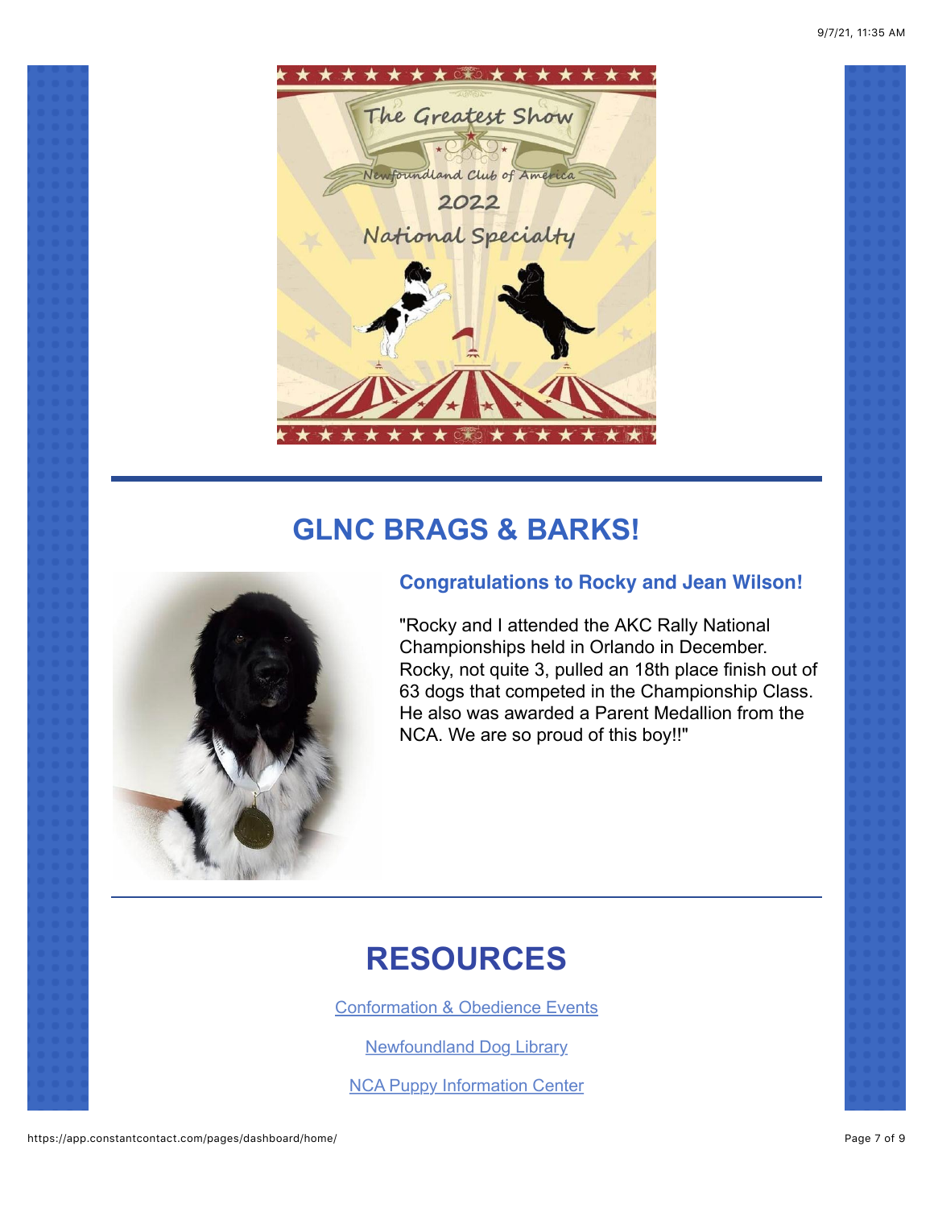## GLNC BRAGS & BARKS!

### Congratulations to Rocky and Jean Wilson!

"Rocky and I attended the AKC Rally National Championships held in Orlando in December. Rocky, not quite 3, pulled an 18th place finish out of 63 dogs that competed in the Championship Class. He also was awarded a Parent Medallion from the NCA. We are so proud of this boy!!"

## RESOURCES

Conformation & Obedience Events

Newfoundland Dog Library

NCA Puppy Information Center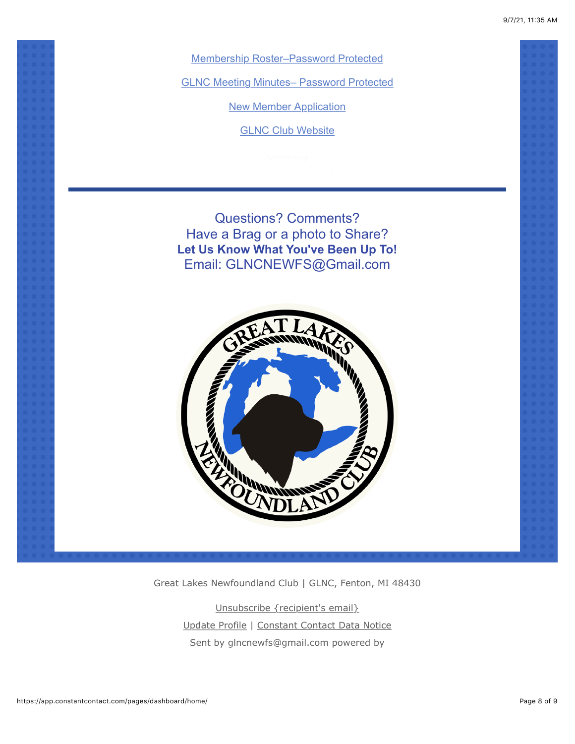Membership Roster–Password Protected

GLNC Meeting Minutes– Password Protected

New Member Application

GLNC Club Website

---

Questions? Comments?
Have a Brag or a photo to Share?
**Let Us Know What You've Been Up To!**
Email: GLNCNEWFS@Gmail.com

Great Lakes Newfoundland Club | GLNC, Fenton, MI 48430

Unsubscribe {recipient's email}

Update Profile | Constant Contact Data Notice

Sent by glncnewfs@gmail.com powered by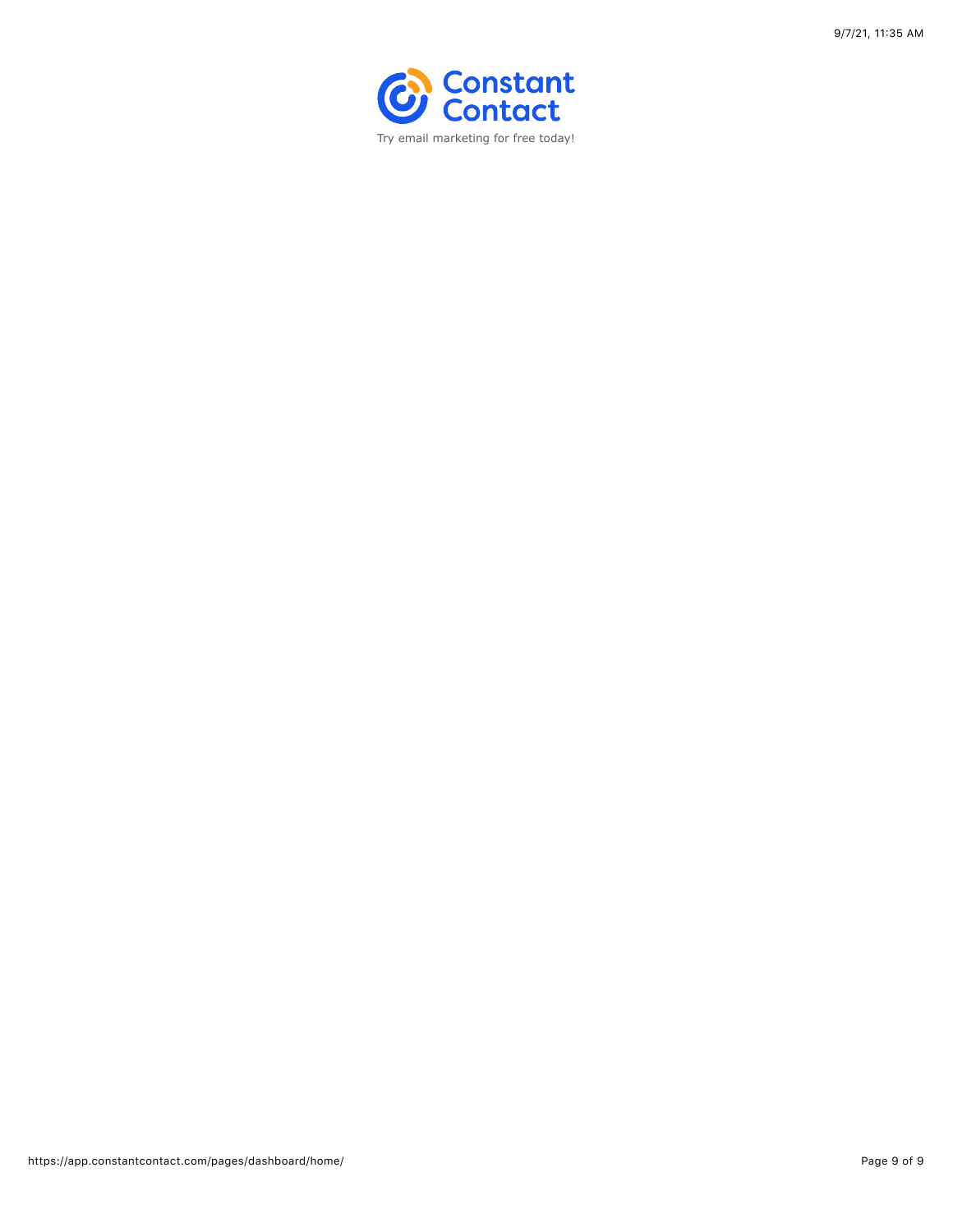Constant Contact

Try email marketing for free today!